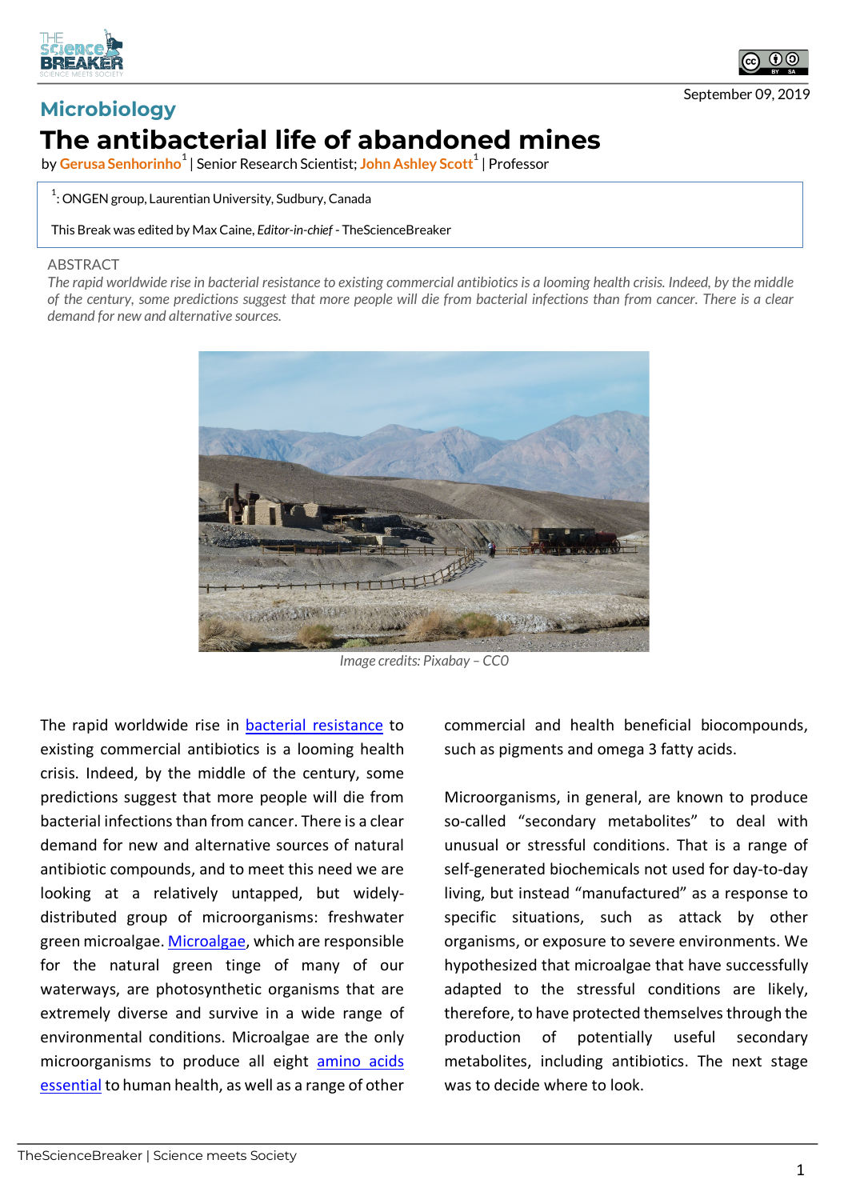September 09, 2019

## Microbiology

# The antibacterial life of abandoned mines

by **Gerusa Senhorinho**[1] | Senior Research Scientist; **John Ashley Scott**[1] | Professor

[1]: ONGEN group, Laurentian University, Sudbury, Canada

This Break was edited by Max Caine, *Editor-in-chief* - TheScienceBreaker

ABSTRACT

*The rapid worldwide rise in bacterial resistance to existing commercial antibiotics is a looming health crisis. Indeed, by the middle of the century, some predictions suggest that more people will die from bacterial infections than from cancer. There is a clear demand for new and alternative sources.*

*Image credits: Pixabay – CC0*

The rapid worldwide rise in bacterial resistance to existing commercial antibiotics is a looming health crisis. Indeed, by the middle of the century, some predictions suggest that more people will die from bacterial infections than from cancer. There is a clear demand for new and alternative sources of natural antibiotic compounds, and to meet this need we are looking at a relatively untapped, but widely-distributed group of microorganisms: freshwater green microalgae. Microalgae, which are responsible for the natural green tinge of many of our waterways, are photosynthetic organisms that are extremely diverse and survive in a wide range of environmental conditions. Microalgae are the only microorganisms to produce all eight amino acids essential to human health, as well as a range of other commercial and health beneficial biocompounds, such as pigments and omega 3 fatty acids.

Microorganisms, in general, are known to produce so-called "secondary metabolites" to deal with unusual or stressful conditions. That is a range of self-generated biochemicals not used for day-to-day living, but instead "manufactured" as a response to specific situations, such as attack by other organisms, or exposure to severe environments. We hypothesized that microalgae that have successfully adapted to the stressful conditions are likely, therefore, to have protected themselves through the production of potentially useful secondary metabolites, including antibiotics. The next stage was to decide where to look.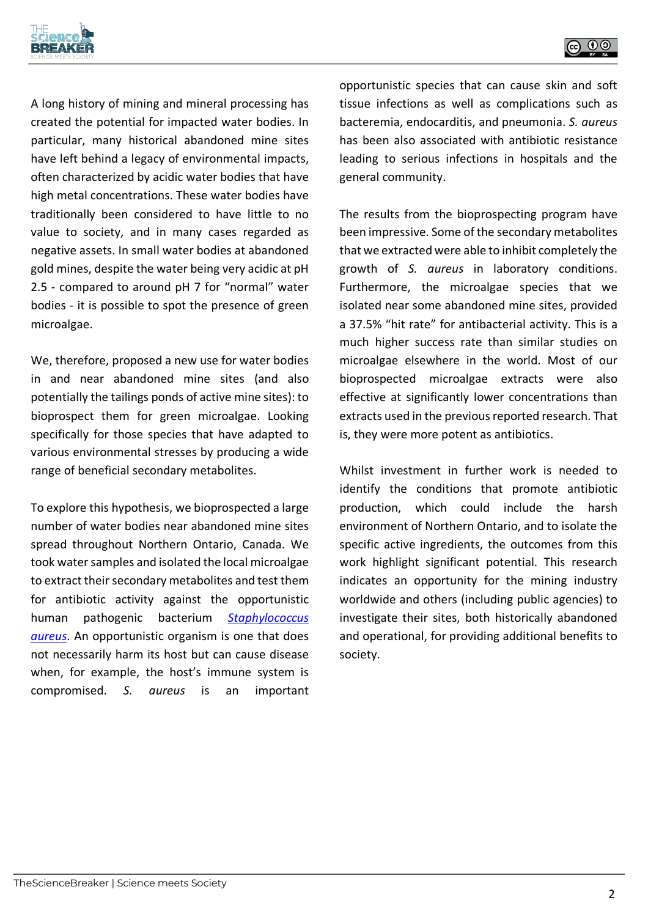A long history of mining and mineral processing has created the potential for impacted water bodies. In particular, many historical abandoned mine sites have left behind a legacy of environmental impacts, often characterized by acidic water bodies that have high metal concentrations. These water bodies have traditionally been considered to have little to no value to society, and in many cases regarded as negative assets. In small water bodies at abandoned gold mines, despite the water being very acidic at pH 2.5 - compared to around pH 7 for "normal" water bodies - it is possible to spot the presence of green microalgae.

We, therefore, proposed a new use for water bodies in and near abandoned mine sites (and also potentially the tailings ponds of active mine sites): to bioprospect them for green microalgae. Looking specifically for those species that have adapted to various environmental stresses by producing a wide range of beneficial secondary metabolites.

To explore this hypothesis, we bioprospected a large number of water bodies near abandoned mine sites spread throughout Northern Ontario, Canada. We took water samples and isolated the local microalgae to extract their secondary metabolites and test them for antibiotic activity against the opportunistic human pathogenic bacterium *Staphylococcus aureus*. An opportunistic organism is one that does not necessarily harm its host but can cause disease when, for example, the host's immune system is compromised. *S. aureus* is an important opportunistic species that can cause skin and soft tissue infections as well as complications such as bacteremia, endocarditis, and pneumonia. *S. aureus* has been also associated with antibiotic resistance leading to serious infections in hospitals and the general community.

The results from the bioprospecting program have been impressive. Some of the secondary metabolites that we extracted were able to inhibit completely the growth of *S. aureus* in laboratory conditions. Furthermore, the microalgae species that we isolated near some abandoned mine sites, provided a 37.5% "hit rate" for antibacterial activity. This is a much higher success rate than similar studies on microalgae elsewhere in the world. Most of our bioprospected microalgae extracts were also effective at significantly lower concentrations than extracts used in the previous reported research. That is, they were more potent as antibiotics.

Whilst investment in further work is needed to identify the conditions that promote antibiotic production, which could include the harsh environment of Northern Ontario, and to isolate the specific active ingredients, the outcomes from this work highlight significant potential. This research indicates an opportunity for the mining industry worldwide and others (including public agencies) to investigate their sites, both historically abandoned and operational, for providing additional benefits to society.